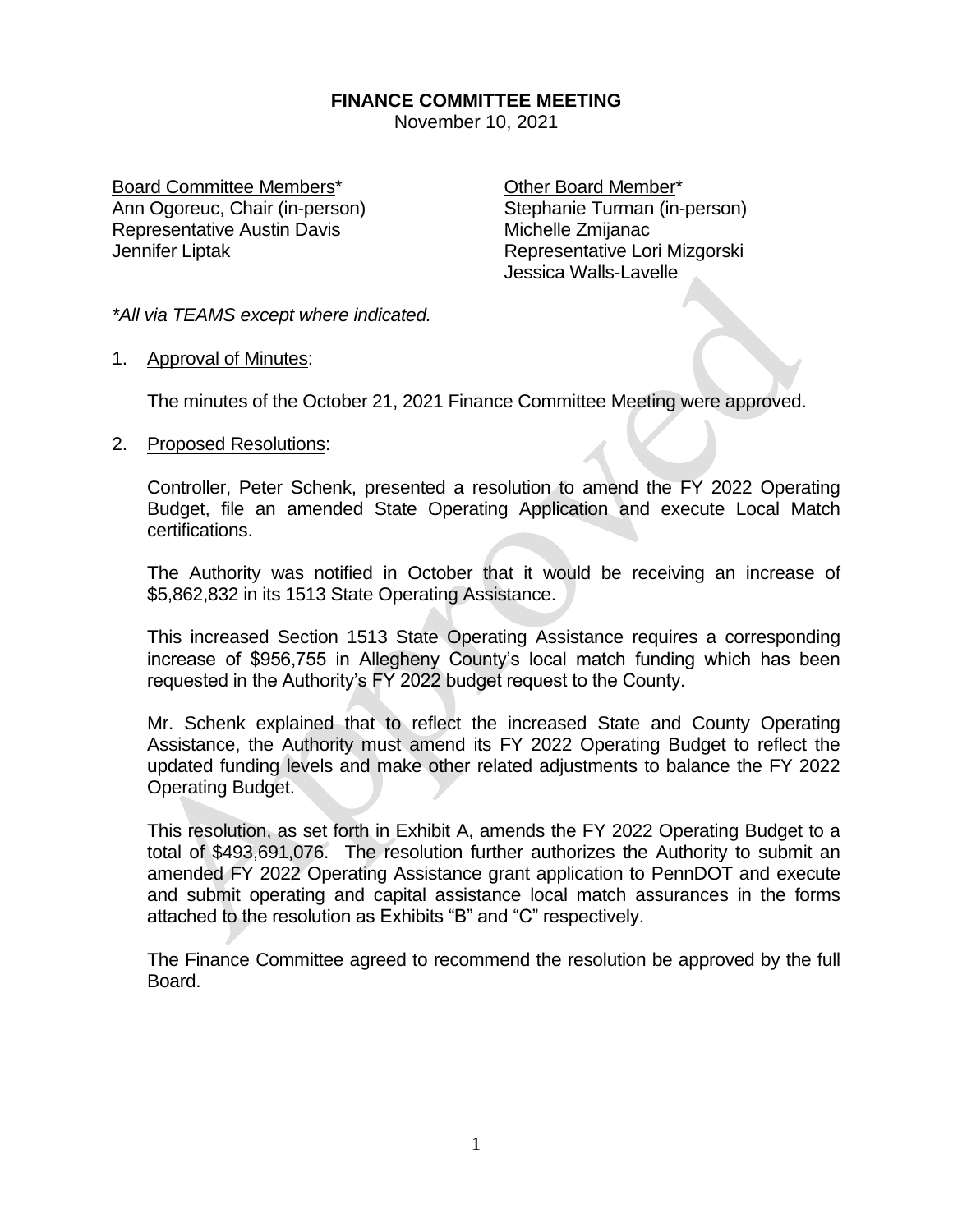# FINANCE COMMITTEE MEETING

November 10, 2021

Board Committee Members*
Ann Ogoreuc, Chair (in-person)
Representative Austin Davis
Jennifer Liptak

Other Board Member*
Stephanie Turman (in-person)
Michelle Zmijanac
Representative Lori Mizgorski
Jessica Walls-Lavelle

*All via TEAMS except where indicated.*

1. Approval of Minutes:

   The minutes of the October 21, 2021 Finance Committee Meeting were approved.

2. Proposed Resolutions:

   Controller, Peter Schenk, presented a resolution to amend the FY 2022 Operating Budget, file an amended State Operating Application and execute Local Match certifications.

   The Authority was notified in October that it would be receiving an increase of $5,862,832 in its 1513 State Operating Assistance.

   This increased Section 1513 State Operating Assistance requires a corresponding increase of $956,755 in Allegheny County's local match funding which has been requested in the Authority's FY 2022 budget request to the County.

   Mr. Schenk explained that to reflect the increased State and County Operating Assistance, the Authority must amend its FY 2022 Operating Budget to reflect the updated funding levels and make other related adjustments to balance the FY 2022 Operating Budget.

   This resolution, as set forth in Exhibit A, amends the FY 2022 Operating Budget to a total of $493,691,076. The resolution further authorizes the Authority to submit an amended FY 2022 Operating Assistance grant application to PennDOT and execute and submit operating and capital assistance local match assurances in the forms attached to the resolution as Exhibits "B" and "C" respectively.

   The Finance Committee agreed to recommend the resolution be approved by the full Board.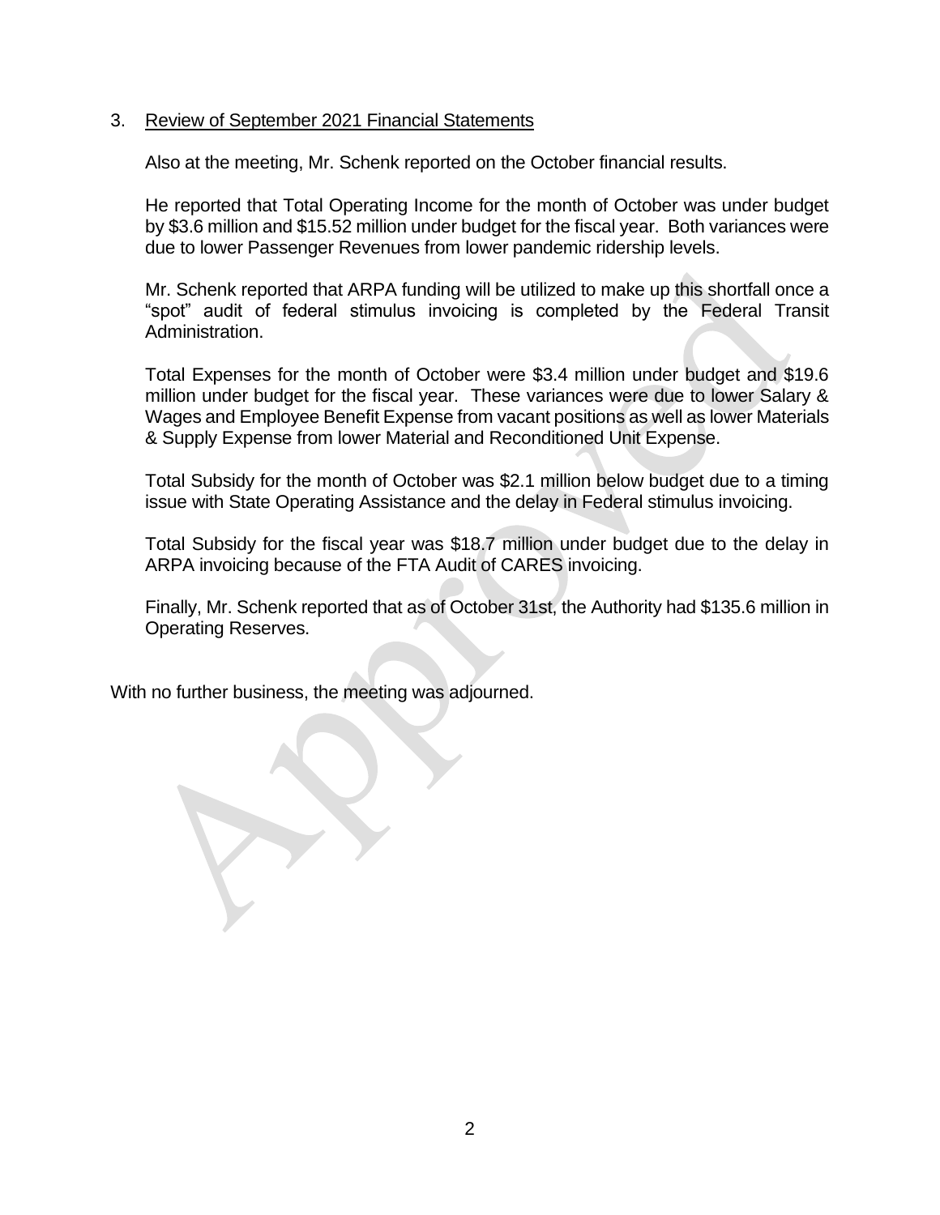3. Review of September 2021 Financial Statements

   Also at the meeting, Mr. Schenk reported on the October financial results.

   He reported that Total Operating Income for the month of October was under budget by $3.6 million and $15.52 million under budget for the fiscal year. Both variances were due to lower Passenger Revenues from lower pandemic ridership levels.

   Mr. Schenk reported that ARPA funding will be utilized to make up this shortfall once a "spot" audit of federal stimulus invoicing is completed by the Federal Transit Administration.

   Total Expenses for the month of October were $3.4 million under budget and $19.6 million under budget for the fiscal year. These variances were due to lower Salary & Wages and Employee Benefit Expense from vacant positions as well as lower Materials & Supply Expense from lower Material and Reconditioned Unit Expense.

   Total Subsidy for the month of October was $2.1 million below budget due to a timing issue with State Operating Assistance and the delay in Federal stimulus invoicing.

   Total Subsidy for the fiscal year was $18.7 million under budget due to the delay in ARPA invoicing because of the FTA Audit of CARES invoicing.

   Finally, Mr. Schenk reported that as of October 31st, the Authority had $135.6 million in Operating Reserves.

With no further business, the meeting was adjourned.